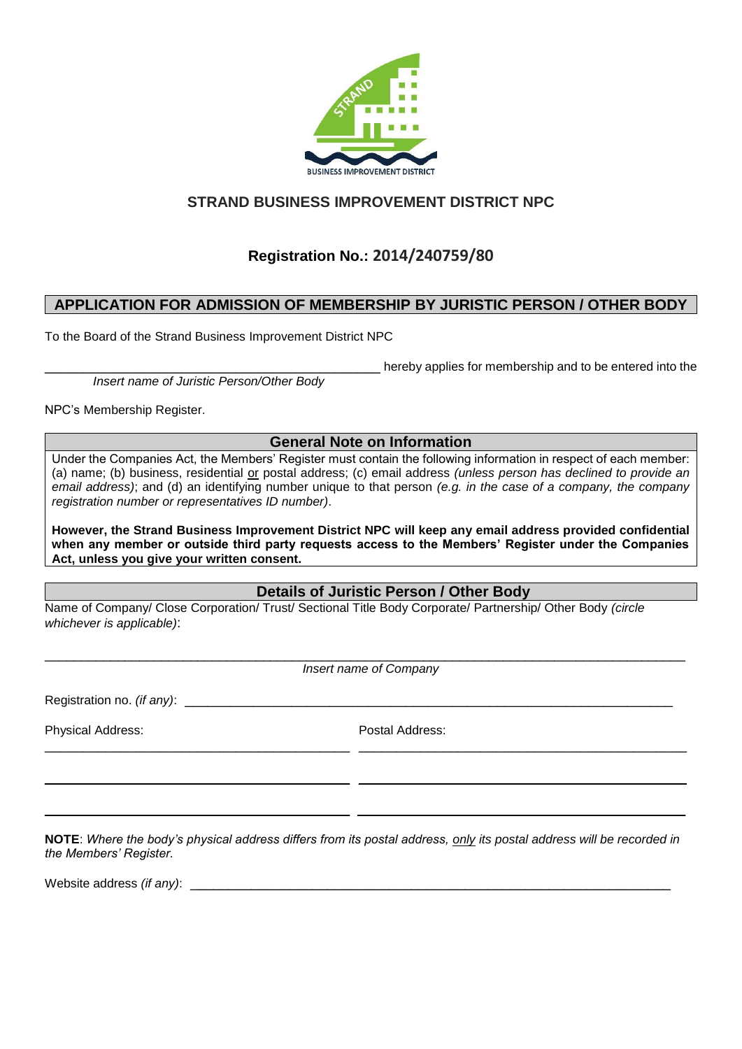# STRAND BUSINESS IMPROVEMENT DISTRICT NPC

## Registration No.: 2014/240759/80

## APPLICATION FOR ADMISSION OF MEMBERSHIP BY JURISTIC PERSON / OTHER BODY

To the Board of the Strand Business Improvement District NPC

_______________________________________________ hereby applies for membership and to be entered into the
*Insert name of Juristic Person/Other Body*

NPC's Membership Register.

### General Note on Information

Under the Companies Act, the Members' Register must contain the following information in respect of each member: (a) name; (b) business, residential or postal address; (c) email address *(unless person has declined to provide an email address)*; and (d) an identifying number unique to that person *(e.g. in the case of a company, the company registration number or representatives ID number)*.

**However, the Strand Business Improvement District NPC will keep any email address provided confidential when any member or outside third party requests access to the Members' Register under the Companies Act, unless you give your written consent.**

### Details of Juristic Person / Other Body

Name of Company/ Close Corporation/ Trust/ Sectional Title Body Corporate/ Partnership/ Other Body *(circle whichever is applicable)*:

_______________________________________________________________________________________
*Insert name of Company*

Registration no. *(if any)*: _______________________________________________________________

Physical Address: _______________________________________________

_______________________________________________

_______________________________________________

Postal Address: _______________________________________________

_______________________________________________

_______________________________________________

**NOTE**: *Where the body's physical address differs from its postal address, only its postal address will be recorded in the Members' Register.*

Website address *(if any)*: _______________________________________________________________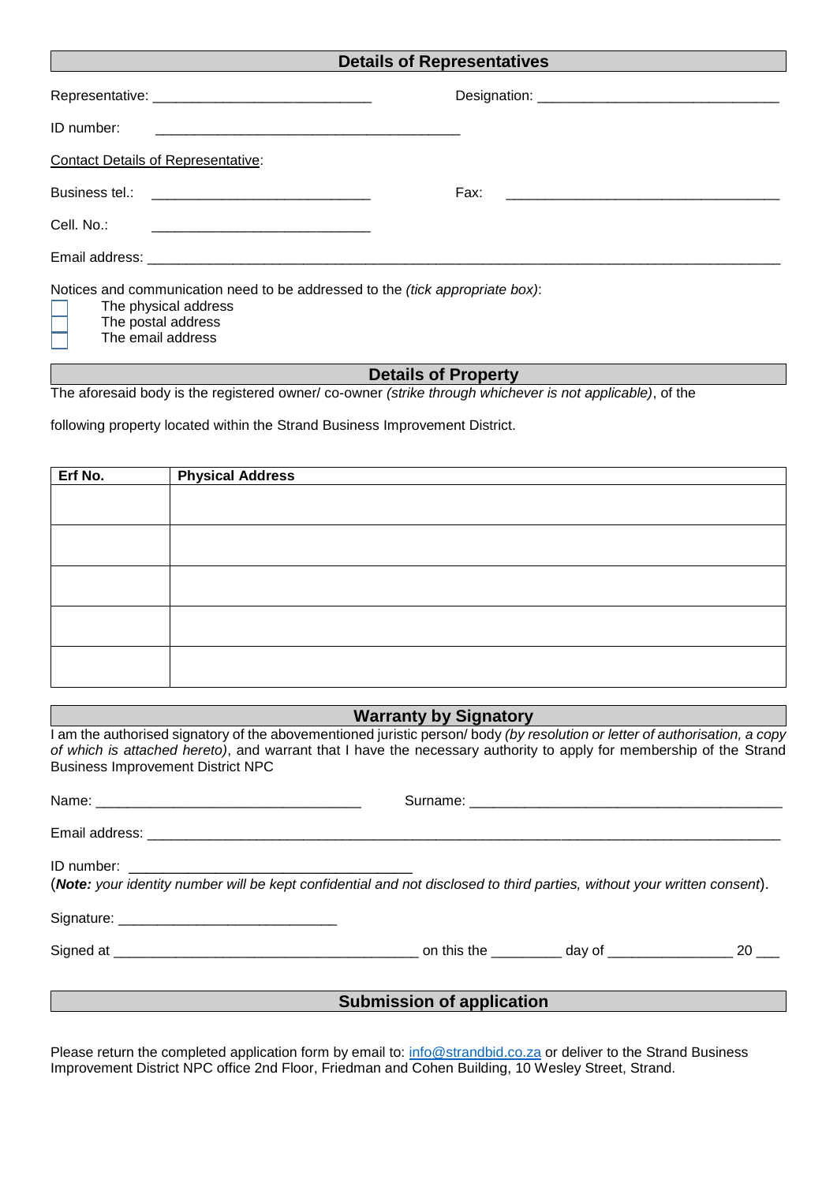## Details of Representatives

Representative: ____________________________ Designation: _______________________________

ID number: ________________________________________

Contact Details of Representative:

Business tel.: ____________________________ Fax: ___________________________________

Cell. No.: ____________________________

Email address: _______________________________________________________________________________

Notices and communication need to be addressed to the *(tick appropriate box)*:

- ☐ The physical address
- ☐ The postal address
- ☐ The email address

## Details of Property

The aforesaid body is the registered owner/ co-owner *(strike through whichever is not applicable)*, of the following property located within the Strand Business Improvement District.

| Erf No. | Physical Address |
|---|---|
| | |
| | |
| | |
| | |
| | |

## Warranty by Signatory

I am the authorised signatory of the abovementioned juristic person/ body *(by resolution or letter of authorisation, a copy of which is attached hereto)*, and warrant that I have the necessary authority to apply for membership of the Strand Business Improvement District NPC

Name: __________________________________ Surname: _________________________________________

Email address: _______________________________________________________________________________

ID number: ____________________________________

(***Note:*** *your identity number will be kept confidential and not disclosed to third parties, without your written consent*).

Signature: ____________________________

Signed at _______________________________________ on this the _________ day of ________________ 20 ___

## Submission of application

Please return the completed application form by email to: info@strandbid.co.za or deliver to the Strand Business Improvement District NPC office 2nd Floor, Friedman and Cohen Building, 10 Wesley Street, Strand.